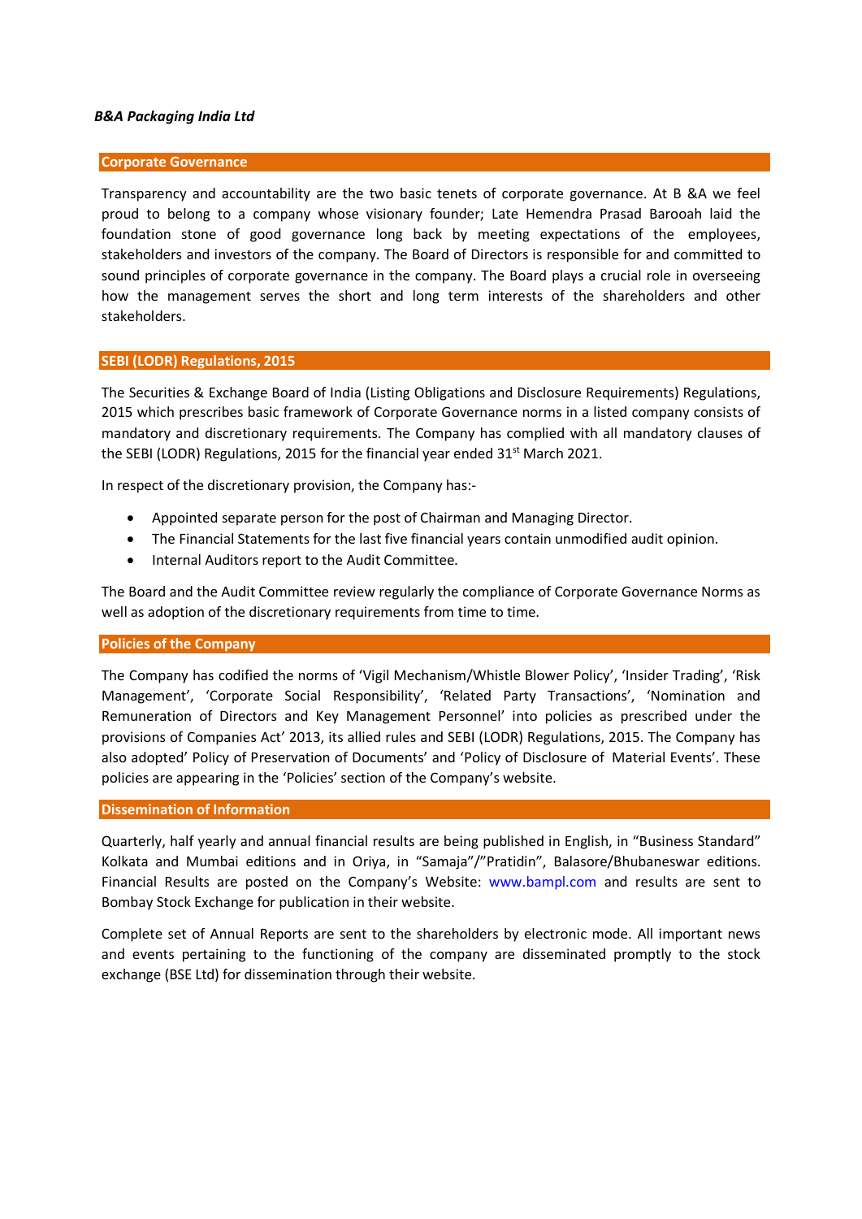***B&A Packaging India Ltd***

## Corporate Governance

Transparency and accountability are the two basic tenets of corporate governance. At B &A we feel proud to belong to a company whose visionary founder; Late Hemendra Prasad Barooah laid the foundation stone of good governance long back by meeting expectations of the employees, stakeholders and investors of the company. The Board of Directors is responsible for and committed to sound principles of corporate governance in the company. The Board plays a crucial role in overseeing how the management serves the short and long term interests of the shareholders and other stakeholders.

## SEBI (LODR) Regulations, 2015

The Securities & Exchange Board of India (Listing Obligations and Disclosure Requirements) Regulations, 2015 which prescribes basic framework of Corporate Governance norms in a listed company consists of mandatory and discretionary requirements. The Company has complied with all mandatory clauses of the SEBI (LODR) Regulations, 2015 for the financial year ended 31st March 2021.

In respect of the discretionary provision, the Company has:-

- Appointed separate person for the post of Chairman and Managing Director.
- The Financial Statements for the last five financial years contain unmodified audit opinion.
- Internal Auditors report to the Audit Committee.

The Board and the Audit Committee review regularly the compliance of Corporate Governance Norms as well as adoption of the discretionary requirements from time to time.

## Policies of the Company

The Company has codified the norms of 'Vigil Mechanism/Whistle Blower Policy', 'Insider Trading', 'Risk Management', 'Corporate Social Responsibility', 'Related Party Transactions', 'Nomination and Remuneration of Directors and Key Management Personnel' into policies as prescribed under the provisions of Companies Act' 2013, its allied rules and SEBI (LODR) Regulations, 2015. The Company has also adopted' Policy of Preservation of Documents' and 'Policy of Disclosure of Material Events'. These policies are appearing in the 'Policies' section of the Company's website.

## Dissemination of Information

Quarterly, half yearly and annual financial results are being published in English, in "Business Standard" Kolkata and Mumbai editions and in Oriya, in "Samaja"/"Pratidin", Balasore/Bhubaneswar editions. Financial Results are posted on the Company's Website: www.bampl.com and results are sent to Bombay Stock Exchange for publication in their website.

Complete set of Annual Reports are sent to the shareholders by electronic mode. All important news and events pertaining to the functioning of the company are disseminated promptly to the stock exchange (BSE Ltd) for dissemination through their website.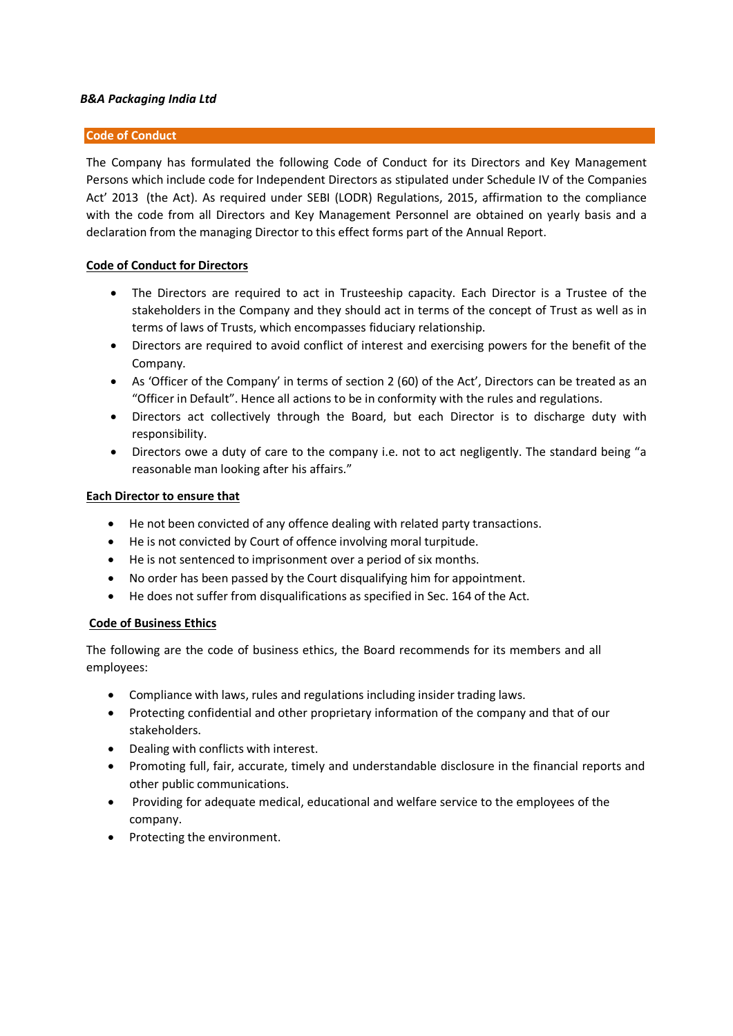*B&A Packaging India Ltd*

## Code of Conduct

The Company has formulated the following Code of Conduct for its Directors and Key Management Persons which include code for Independent Directors as stipulated under Schedule IV of the Companies Act' 2013 (the Act). As required under SEBI (LODR) Regulations, 2015, affirmation to the compliance with the code from all Directors and Key Management Personnel are obtained on yearly basis and a declaration from the managing Director to this effect forms part of the Annual Report.

### Code of Conduct for Directors

- The Directors are required to act in Trusteeship capacity. Each Director is a Trustee of the stakeholders in the Company and they should act in terms of the concept of Trust as well as in terms of laws of Trusts, which encompasses fiduciary relationship.
- Directors are required to avoid conflict of interest and exercising powers for the benefit of the Company.
- As 'Officer of the Company' in terms of section 2 (60) of the Act', Directors can be treated as an "Officer in Default". Hence all actions to be in conformity with the rules and regulations.
- Directors act collectively through the Board, but each Director is to discharge duty with responsibility.
- Directors owe a duty of care to the company i.e. not to act negligently. The standard being "a reasonable man looking after his affairs."

### Each Director to ensure that

- He not been convicted of any offence dealing with related party transactions.
- He is not convicted by Court of offence involving moral turpitude.
- He is not sentenced to imprisonment over a period of six months.
- No order has been passed by the Court disqualifying him for appointment.
- He does not suffer from disqualifications as specified in Sec. 164 of the Act.

### Code of Business Ethics

The following are the code of business ethics, the Board recommends for its members and all employees:

- Compliance with laws, rules and regulations including insider trading laws.
- Protecting confidential and other proprietary information of the company and that of our stakeholders.
- Dealing with conflicts with interest.
- Promoting full, fair, accurate, timely and understandable disclosure in the financial reports and other public communications.
- Providing for adequate medical, educational and welfare service to the employees of the company.
- Protecting the environment.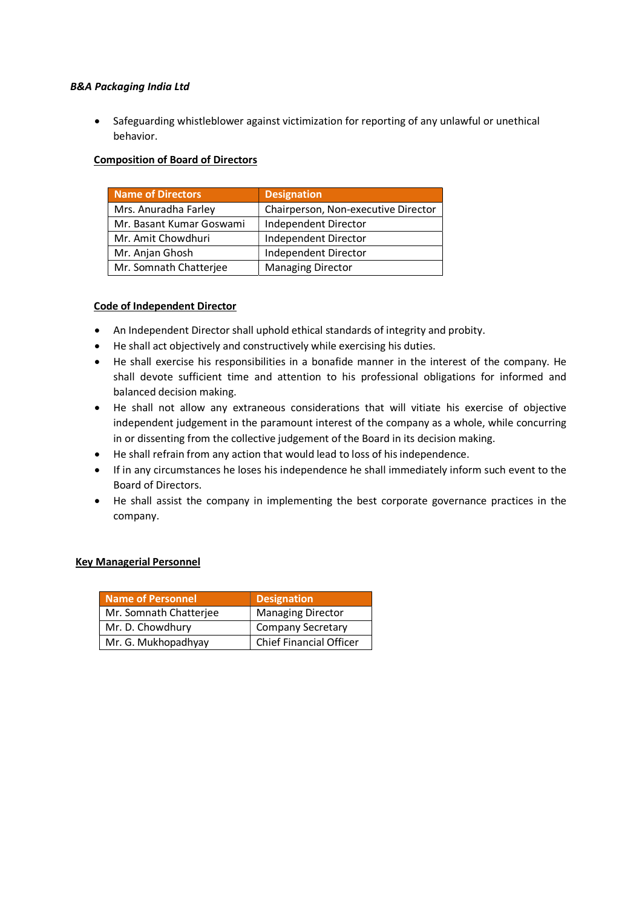*B&A Packaging India Ltd*

- Safeguarding whistleblower against victimization for reporting of any unlawful or unethical behavior.

**Composition of Board of Directors**

| Name of Directors | Designation |
|---|---|
| Mrs. Anuradha Farley | Chairperson, Non-executive Director |
| Mr. Basant Kumar Goswami | Independent Director |
| Mr. Amit Chowdhuri | Independent Director |
| Mr. Anjan Ghosh | Independent Director |
| Mr. Somnath Chatterjee | Managing Director |

**Code of Independent Director**

- An Independent Director shall uphold ethical standards of integrity and probity.
- He shall act objectively and constructively while exercising his duties.
- He shall exercise his responsibilities in a bonafide manner in the interest of the company. He shall devote sufficient time and attention to his professional obligations for informed and balanced decision making.
- He shall not allow any extraneous considerations that will vitiate his exercise of objective independent judgement in the paramount interest of the company as a whole, while concurring in or dissenting from the collective judgement of the Board in its decision making.
- He shall refrain from any action that would lead to loss of his independence.
- If in any circumstances he loses his independence he shall immediately inform such event to the Board of Directors.
- He shall assist the company in implementing the best corporate governance practices in the company.

**Key Managerial Personnel**

| Name of Personnel | Designation |
|---|---|
| Mr. Somnath Chatterjee | Managing Director |
| Mr. D. Chowdhury | Company Secretary |
| Mr. G. Mukhopadhyay | Chief Financial Officer |